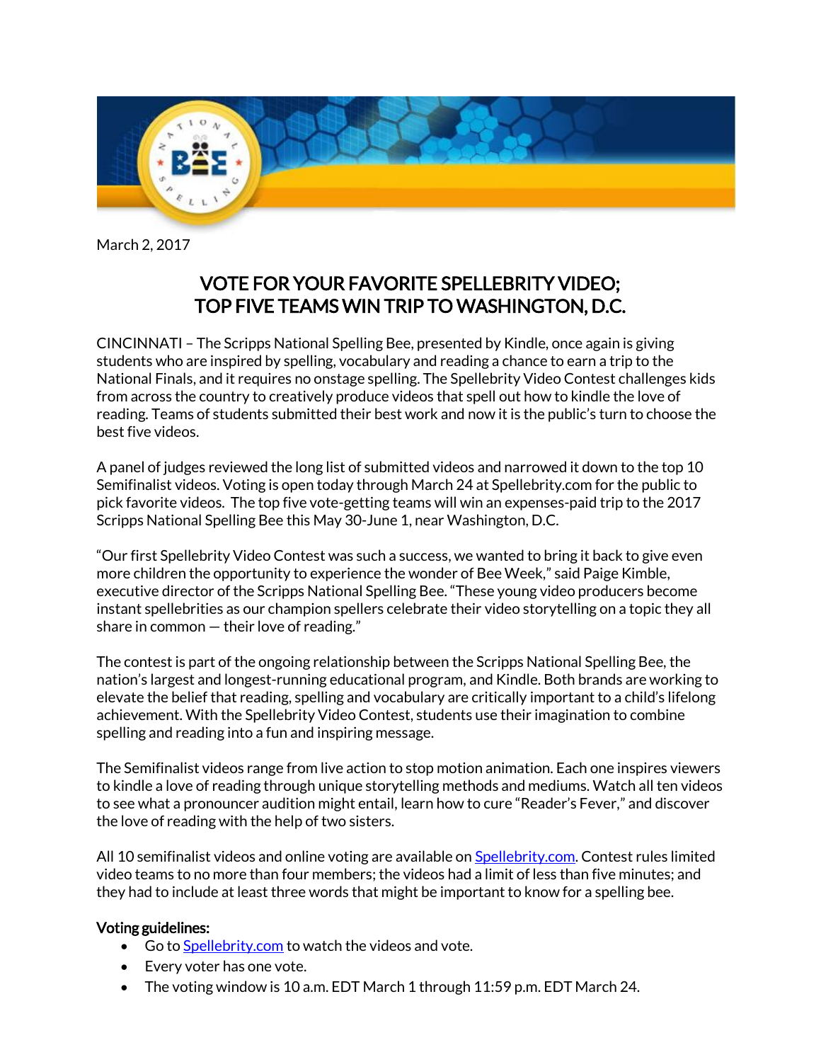March 2, 2017

# VOTE FOR YOUR FAVORITE SPELLEBRITY VIDEO; TOP FIVE TEAMS WIN TRIP TO WASHINGTON, D.C.

CINCINNATI – The Scripps National Spelling Bee, presented by Kindle, once again is giving students who are inspired by spelling, vocabulary and reading a chance to earn a trip to the National Finals, and it requires no onstage spelling. The Spellebrity Video Contest challenges kids from across the country to creatively produce videos that spell out how to kindle the love of reading. Teams of students submitted their best work and now it is the public's turn to choose the best five videos.

A panel of judges reviewed the long list of submitted videos and narrowed it down to the top 10 Semifinalist videos. Voting is open today through March 24 at Spellebrity.com for the public to pick favorite videos. The top five vote-getting teams will win an expenses-paid trip to the 2017 Scripps National Spelling Bee this May 30-June 1, near Washington, D.C.

"Our first Spellebrity Video Contest was such a success, we wanted to bring it back to give even more children the opportunity to experience the wonder of Bee Week," said Paige Kimble, executive director of the Scripps National Spelling Bee. "These young video producers become instant spellebrities as our champion spellers celebrate their video storytelling on a topic they all share in common — their love of reading."

The contest is part of the ongoing relationship between the Scripps National Spelling Bee, the nation's largest and longest-running educational program, and Kindle. Both brands are working to elevate the belief that reading, spelling and vocabulary are critically important to a child's lifelong achievement. With the Spellebrity Video Contest, students use their imagination to combine spelling and reading into a fun and inspiring message.

The Semifinalist videos range from live action to stop motion animation. Each one inspires viewers to kindle a love of reading through unique storytelling methods and mediums. Watch all ten videos to see what a pronouncer audition might entail, learn how to cure "Reader's Fever," and discover the love of reading with the help of two sisters.

All 10 semifinalist videos and online voting are available on [Spellebrity.com](http://Spellebrity.com). Contest rules limited video teams to no more than four members; the videos had a limit of less than five minutes; and they had to include at least three words that might be important to know for a spelling bee.

**Voting guidelines:**

- Go to [Spellebrity.com](http://Spellebrity.com) to watch the videos and vote.
- Every voter has one vote.
- The voting window is 10 a.m. EDT March 1 through 11:59 p.m. EDT March 24.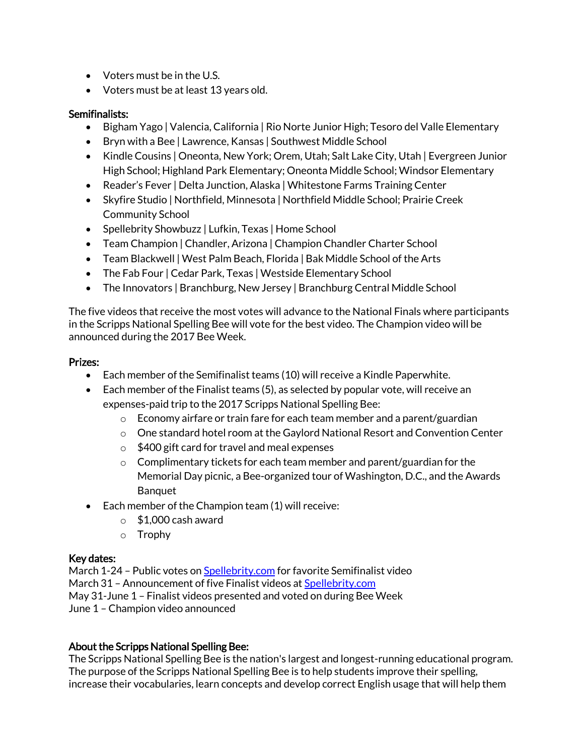- Voters must be in the U.S.
- Voters must be at least 13 years old.

**Semifinalists:**

- Bigham Yago | Valencia, California | Rio Norte Junior High; Tesoro del Valle Elementary
- Bryn with a Bee | Lawrence, Kansas | Southwest Middle School
- Kindle Cousins | Oneonta, New York; Orem, Utah; Salt Lake City, Utah | Evergreen Junior High School; Highland Park Elementary; Oneonta Middle School; Windsor Elementary
- Reader's Fever | Delta Junction, Alaska | Whitestone Farms Training Center
- Skyfire Studio | Northfield, Minnesota | Northfield Middle School; Prairie Creek Community School
- Spellebrity Showbuzz | Lufkin, Texas | Home School
- Team Champion | Chandler, Arizona | Champion Chandler Charter School
- Team Blackwell | West Palm Beach, Florida | Bak Middle School of the Arts
- The Fab Four | Cedar Park, Texas | Westside Elementary School
- The Innovators | Branchburg, New Jersey | Branchburg Central Middle School

The five videos that receive the most votes will advance to the National Finals where participants in the Scripps National Spelling Bee will vote for the best video. The Champion video will be announced during the 2017 Bee Week.

**Prizes:**

- Each member of the Semifinalist teams (10) will receive a Kindle Paperwhite.
- Each member of the Finalist teams (5), as selected by popular vote, will receive an expenses-paid trip to the 2017 Scripps National Spelling Bee:
  - Economy airfare or train fare for each team member and a parent/guardian
  - One standard hotel room at the Gaylord National Resort and Convention Center
  - $400 gift card for travel and meal expenses
  - Complimentary tickets for each team member and parent/guardian for the Memorial Day picnic, a Bee-organized tour of Washington, D.C., and the Awards Banquet
- Each member of the Champion team (1) will receive:
  - $1,000 cash award
  - Trophy

**Key dates:**

March 1-24 – Public votes on [Spellebrity.com](Spellebrity.com) for favorite Semifinalist video
March 31 – Announcement of five Finalist videos at [Spellebrity.com](Spellebrity.com)
May 31-June 1 – Finalist videos presented and voted on during Bee Week
June 1 – Champion video announced

**About the Scripps National Spelling Bee:**

The Scripps National Spelling Bee is the nation's largest and longest-running educational program. The purpose of the Scripps National Spelling Bee is to help students improve their spelling, increase their vocabularies, learn concepts and develop correct English usage that will help them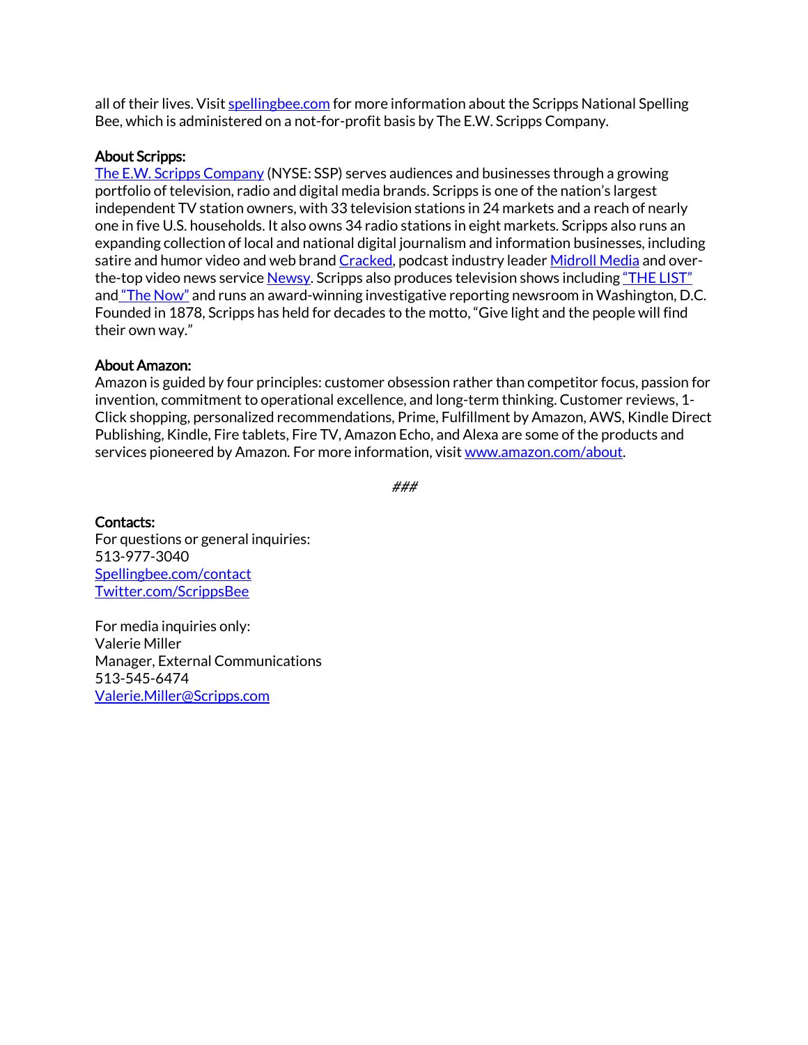all of their lives. Visit [spellingbee.com](spellingbee.com) for more information about the Scripps National Spelling Bee, which is administered on a not-for-profit basis by The E.W. Scripps Company.

**About Scripps:**
[The E.W. Scripps Company](The E.W. Scripps Company) (NYSE: SSP) serves audiences and businesses through a growing portfolio of television, radio and digital media brands. Scripps is one of the nation's largest independent TV station owners, with 33 television stations in 24 markets and a reach of nearly one in five U.S. households. It also owns 34 radio stations in eight markets. Scripps also runs an expanding collection of local and national digital journalism and information businesses, including satire and humor video and web brand [Cracked](Cracked), podcast industry leader [Midroll Media](Midroll Media) and over-the-top video news service [Newsy](Newsy). Scripps also produces television shows including ["THE LIST"](THE LIST) and ["The Now"](The Now) and runs an award-winning investigative reporting newsroom in Washington, D.C. Founded in 1878, Scripps has held for decades to the motto, "Give light and the people will find their own way."

**About Amazon:**
Amazon is guided by four principles: customer obsession rather than competitor focus, passion for invention, commitment to operational excellence, and long-term thinking. Customer reviews, 1-Click shopping, personalized recommendations, Prime, Fulfillment by Amazon, AWS, Kindle Direct Publishing, Kindle, Fire tablets, Fire TV, Amazon Echo, and Alexa are some of the products and services pioneered by Amazon. For more information, visit [www.amazon.com/about](www.amazon.com/about).

*###*

**Contacts:**
For questions or general inquiries:
513-977-3040
[Spellingbee.com/contact](Spellingbee.com/contact)
[Twitter.com/ScrippsBee](Twitter.com/ScrippsBee)

For media inquiries only:
Valerie Miller
Manager, External Communications
513-545-6474
[Valerie.Miller@Scripps.com](mailto:Valerie.Miller@Scripps.com)